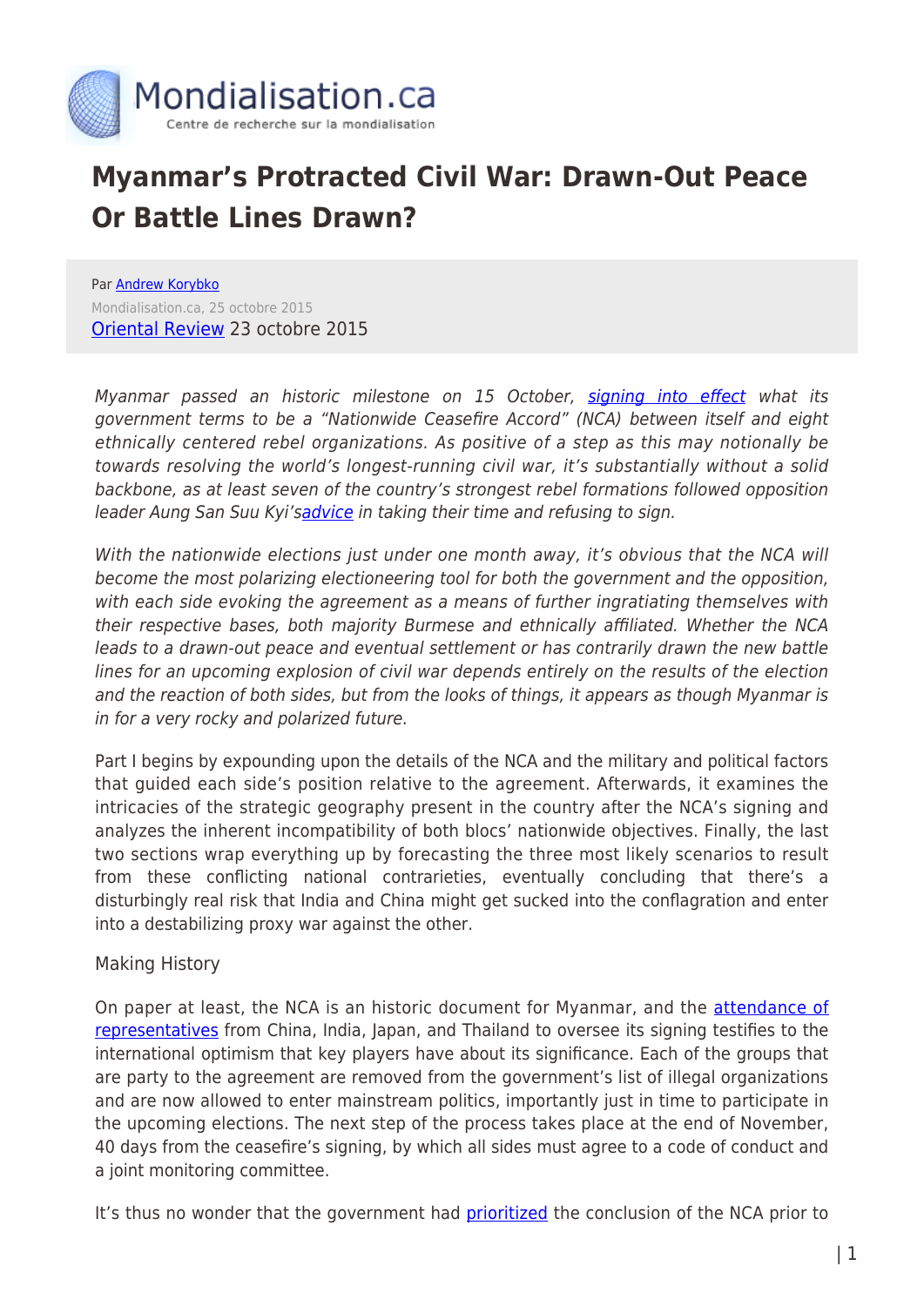# Myanmar's Protracted Civil War: Drawn-Out Peace Or Battle Lines Drawn?

Par Andrew Korybko

Mondialisation.ca, 25 octobre 2015

Oriental Review 23 octobre 2015

*Myanmar passed an historic milestone on 15 October, signing into effect what its government terms to be a "Nationwide Ceasefire Accord" (NCA) between itself and eight ethnically centered rebel organizations. As positive of a step as this may notionally be towards resolving the world's longest-running civil war, it's substantially without a solid backbone, as at least seven of the country's strongest rebel formations followed opposition leader Aung San Suu Kyi'sadvice in taking their time and refusing to sign.*

*With the nationwide elections just under one month away, it's obvious that the NCA will become the most polarizing electioneering tool for both the government and the opposition, with each side evoking the agreement as a means of further ingratiating themselves with their respective bases, both majority Burmese and ethnically affiliated. Whether the NCA leads to a drawn-out peace and eventual settlement or has contrarily drawn the new battle lines for an upcoming explosion of civil war depends entirely on the results of the election and the reaction of both sides, but from the looks of things, it appears as though Myanmar is in for a very rocky and polarized future.*

Part I begins by expounding upon the details of the NCA and the military and political factors that guided each side's position relative to the agreement. Afterwards, it examines the intricacies of the strategic geography present in the country after the NCA's signing and analyzes the inherent incompatibility of both blocs' nationwide objectives. Finally, the last two sections wrap everything up by forecasting the three most likely scenarios to result from these conflicting national contrarieties, eventually concluding that there's a disturbingly real risk that India and China might get sucked into the conflagration and enter into a destabilizing proxy war against the other.

## Making History

On paper at least, the NCA is an historic document for Myanmar, and the attendance of representatives from China, India, Japan, and Thailand to oversee its signing testifies to the international optimism that key players have about its significance. Each of the groups that are party to the agreement are removed from the government's list of illegal organizations and are now allowed to enter mainstream politics, importantly just in time to participate in the upcoming elections. The next step of the process takes place at the end of November, 40 days from the ceasefire's signing, by which all sides must agree to a code of conduct and a joint monitoring committee.

It's thus no wonder that the government had prioritized the conclusion of the NCA prior to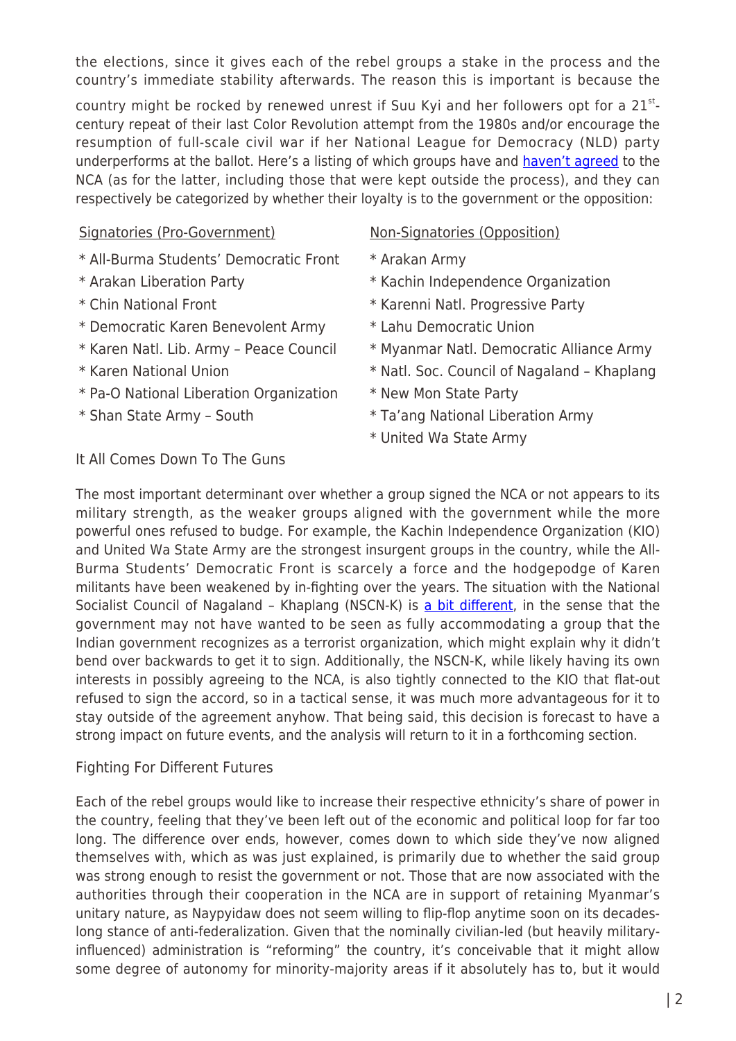the elections, since it gives each of the rebel groups a stake in the process and the country's immediate stability afterwards. The reason this is important is because the country might be rocked by renewed unrest if Suu Kyi and her followers opt for a 21st-century repeat of their last Color Revolution attempt from the 1980s and/or encourage the resumption of full-scale civil war if her National League for Democracy (NLD) party underperforms at the ballot. Here's a listing of which groups have and haven't agreed to the NCA (as for the latter, including those that were kept outside the process), and they can respectively be categorized by whether their loyalty is to the government or the opposition:

Signatories (Pro-Government)

* All-Burma Students' Democratic Front
* Arakan Liberation Party
* Chin National Front
* Democratic Karen Benevolent Army
* Karen Natl. Lib. Army – Peace Council
* Karen National Union
* Pa-O National Liberation Organization
* Shan State Army – South

Non-Signatories (Opposition)

* Arakan Army
* Kachin Independence Organization
* Karenni Natl. Progressive Party
* Lahu Democratic Union
* Myanmar Natl. Democratic Alliance Army
* Natl. Soc. Council of Nagaland – Khaplang
* New Mon State Party
* Ta'ang National Liberation Army
* United Wa State Army

## It All Comes Down To The Guns

The most important determinant over whether a group signed the NCA or not appears to its military strength, as the weaker groups aligned with the government while the more powerful ones refused to budge. For example, the Kachin Independence Organization (KIO) and United Wa State Army are the strongest insurgent groups in the country, while the All-Burma Students' Democratic Front is scarcely a force and the hodgepodge of Karen militants have been weakened by in-fighting over the years. The situation with the National Socialist Council of Nagaland – Khaplang (NSCN-K) is a bit different, in the sense that the government may not have wanted to be seen as fully accommodating a group that the Indian government recognizes as a terrorist organization, which might explain why it didn't bend over backwards to get it to sign. Additionally, the NSCN-K, while likely having its own interests in possibly agreeing to the NCA, is also tightly connected to the KIO that flat-out refused to sign the accord, so in a tactical sense, it was much more advantageous for it to stay outside of the agreement anyhow. That being said, this decision is forecast to have a strong impact on future events, and the analysis will return to it in a forthcoming section.

## Fighting For Different Futures

Each of the rebel groups would like to increase their respective ethnicity's share of power in the country, feeling that they've been left out of the economic and political loop for far too long. The difference over ends, however, comes down to which side they've now aligned themselves with, which as was just explained, is primarily due to whether the said group was strong enough to resist the government or not. Those that are now associated with the authorities through their cooperation in the NCA are in support of retaining Myanmar's unitary nature, as Naypyidaw does not seem willing to flip-flop anytime soon on its decades-long stance of anti-federalization. Given that the nominally civilian-led (but heavily military-influenced) administration is "reforming" the country, it's conceivable that it might allow some degree of autonomy for minority-majority areas if it absolutely has to, but it would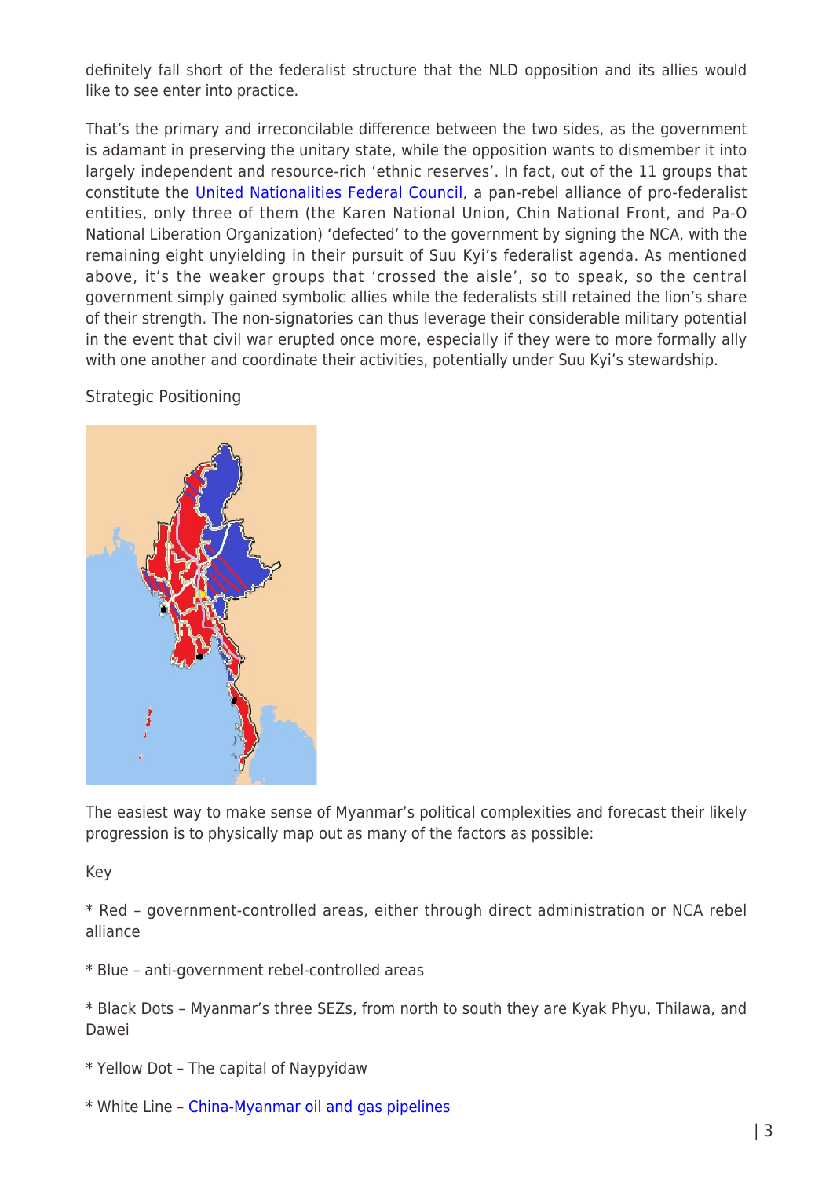definitely fall short of the federalist structure that the NLD opposition and its allies would like to see enter into practice.

That's the primary and irreconcilable difference between the two sides, as the government is adamant in preserving the unitary state, while the opposition wants to dismember it into largely independent and resource-rich 'ethnic reserves'. In fact, out of the 11 groups that constitute the [United Nationalities Federal Council](), a pan-rebel alliance of pro-federalist entities, only three of them (the Karen National Union, Chin National Front, and Pa-O National Liberation Organization) 'defected' to the government by signing the NCA, with the remaining eight unyielding in their pursuit of Suu Kyi's federalist agenda. As mentioned above, it's the weaker groups that 'crossed the aisle', so to speak, so the central government simply gained symbolic allies while the federalists still retained the lion's share of their strength. The non-signatories can thus leverage their considerable military potential in the event that civil war erupted once more, especially if they were to more formally ally with one another and coordinate their activities, potentially under Suu Kyi's stewardship.

Strategic Positioning

The easiest way to make sense of Myanmar's political complexities and forecast their likely progression is to physically map out as many of the factors as possible:

Key

* Red – government-controlled areas, either through direct administration or NCA rebel alliance

* Blue – anti-government rebel-controlled areas

* Black Dots – Myanmar's three SEZs, from north to south they are Kyak Phyu, Thilawa, and Dawei

* Yellow Dot – The capital of Naypyidaw

* White Line – [China-Myanmar oil and gas pipelines]()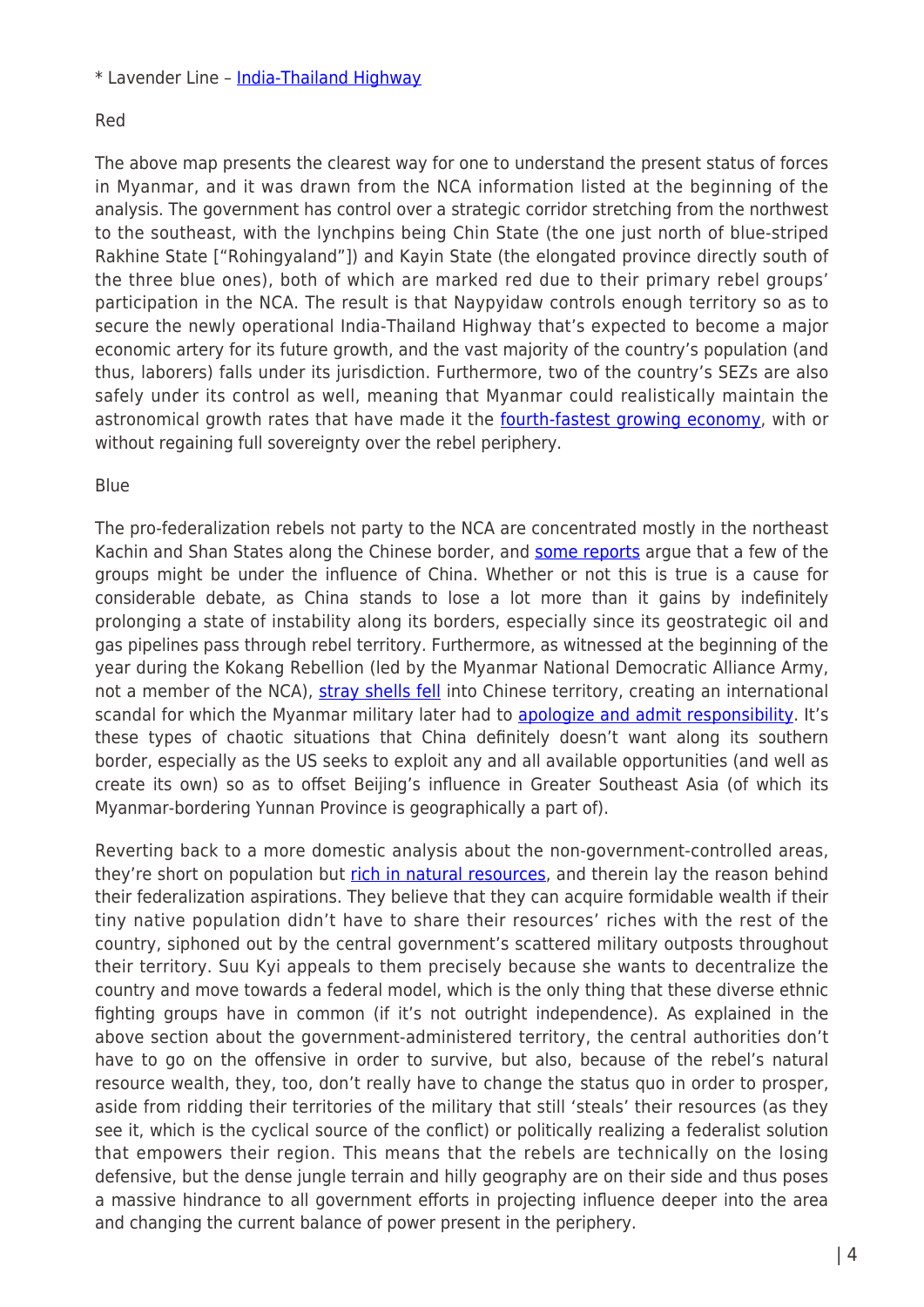* Lavender Line – India-Thailand Highway

Red

The above map presents the clearest way for one to understand the present status of forces in Myanmar, and it was drawn from the NCA information listed at the beginning of the analysis. The government has control over a strategic corridor stretching from the northwest to the southeast, with the lynchpins being Chin State (the one just north of blue-striped Rakhine State ["Rohingyaland"]) and Kayin State (the elongated province directly south of the three blue ones), both of which are marked red due to their primary rebel groups' participation in the NCA. The result is that Naypyidaw controls enough territory so as to secure the newly operational India-Thailand Highway that's expected to become a major economic artery for its future growth, and the vast majority of the country's population (and thus, laborers) falls under its jurisdiction. Furthermore, two of the country's SEZs are also safely under its control as well, meaning that Myanmar could realistically maintain the astronomical growth rates that have made it the fourth-fastest growing economy, with or without regaining full sovereignty over the rebel periphery.

Blue

The pro-federalization rebels not party to the NCA are concentrated mostly in the northeast Kachin and Shan States along the Chinese border, and some reports argue that a few of the groups might be under the influence of China. Whether or not this is true is a cause for considerable debate, as China stands to lose a lot more than it gains by indefinitely prolonging a state of instability along its borders, especially since its geostrategic oil and gas pipelines pass through rebel territory. Furthermore, as witnessed at the beginning of the year during the Kokang Rebellion (led by the Myanmar National Democratic Alliance Army, not a member of the NCA), stray shells fell into Chinese territory, creating an international scandal for which the Myanmar military later had to apologize and admit responsibility. It's these types of chaotic situations that China definitely doesn't want along its southern border, especially as the US seeks to exploit any and all available opportunities (and well as create its own) so as to offset Beijing's influence in Greater Southeast Asia (of which its Myanmar-bordering Yunnan Province is geographically a part of).

Reverting back to a more domestic analysis about the non-government-controlled areas, they're short on population but rich in natural resources, and therein lay the reason behind their federalization aspirations. They believe that they can acquire formidable wealth if their tiny native population didn't have to share their resources' riches with the rest of the country, siphoned out by the central government's scattered military outposts throughout their territory. Suu Kyi appeals to them precisely because she wants to decentralize the country and move towards a federal model, which is the only thing that these diverse ethnic fighting groups have in common (if it's not outright independence). As explained in the above section about the government-administered territory, the central authorities don't have to go on the offensive in order to survive, but also, because of the rebel's natural resource wealth, they, too, don't really have to change the status quo in order to prosper, aside from ridding their territories of the military that still 'steals' their resources (as they see it, which is the cyclical source of the conflict) or politically realizing a federalist solution that empowers their region. This means that the rebels are technically on the losing defensive, but the dense jungle terrain and hilly geography are on their side and thus poses a massive hindrance to all government efforts in projecting influence deeper into the area and changing the current balance of power present in the periphery.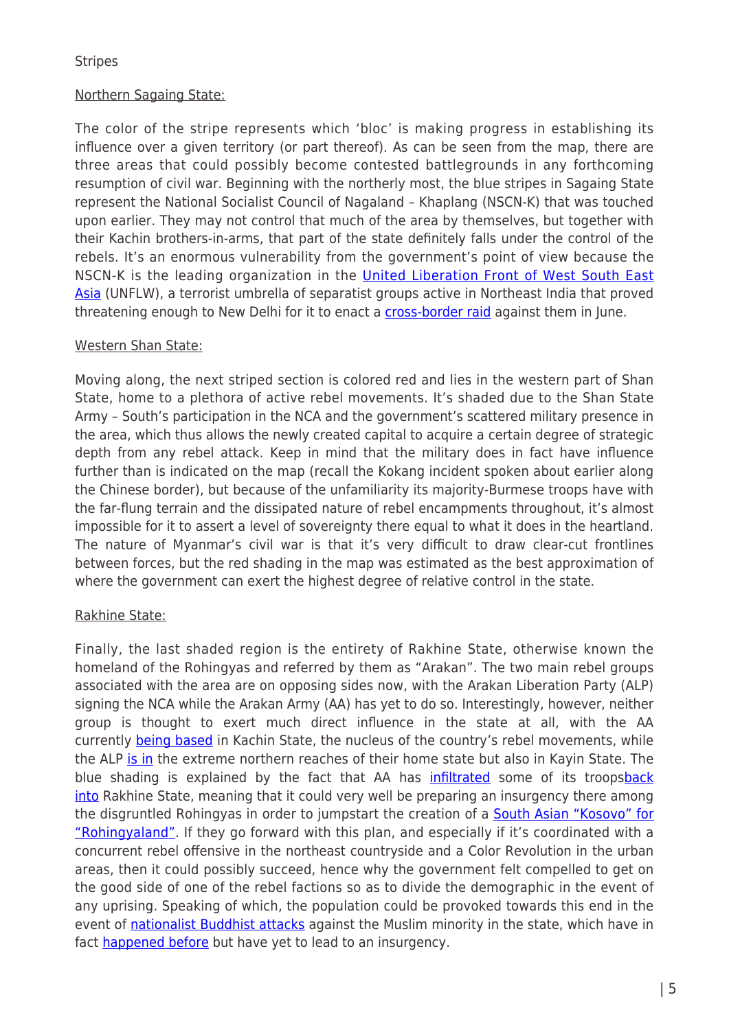Stripes

Northern Sagaing State:

The color of the stripe represents which 'bloc' is making progress in establishing its influence over a given territory (or part thereof). As can be seen from the map, there are three areas that could possibly become contested battlegrounds in any forthcoming resumption of civil war. Beginning with the northerly most, the blue stripes in Sagaing State represent the National Socialist Council of Nagaland – Khaplang (NSCN-K) that was touched upon earlier. They may not control that much of the area by themselves, but together with their Kachin brothers-in-arms, that part of the state definitely falls under the control of the rebels. It's an enormous vulnerability from the government's point of view because the NSCN-K is the leading organization in the United Liberation Front of West South East Asia (UNFLW), a terrorist umbrella of separatist groups active in Northeast India that proved threatening enough to New Delhi for it to enact a cross-border raid against them in June.

Western Shan State:

Moving along, the next striped section is colored red and lies in the western part of Shan State, home to a plethora of active rebel movements. It's shaded due to the Shan State Army – South's participation in the NCA and the government's scattered military presence in the area, which thus allows the newly created capital to acquire a certain degree of strategic depth from any rebel attack. Keep in mind that the military does in fact have influence further than is indicated on the map (recall the Kokang incident spoken about earlier along the Chinese border), but because of the unfamiliarity its majority-Burmese troops have with the far-flung terrain and the dissipated nature of rebel encampments throughout, it's almost impossible for it to assert a level of sovereignty there equal to what it does in the heartland. The nature of Myanmar's civil war is that it's very difficult to draw clear-cut frontlines between forces, but the red shading in the map was estimated as the best approximation of where the government can exert the highest degree of relative control in the state.

Rakhine State:

Finally, the last shaded region is the entirety of Rakhine State, otherwise known the homeland of the Rohingyas and referred by them as "Arakan". The two main rebel groups associated with the area are on opposing sides now, with the Arakan Liberation Party (ALP) signing the NCA while the Arakan Army (AA) has yet to do so. Interestingly, however, neither group is thought to exert much direct influence in the state at all, with the AA currently being based in Kachin State, the nucleus of the country's rebel movements, while the ALP is in the extreme northern reaches of their home state but also in Kayin State. The blue shading is explained by the fact that AA has infiltrated some of its troopsback into Rakhine State, meaning that it could very well be preparing an insurgency there among the disgruntled Rohingyas in order to jumpstart the creation of a South Asian "Kosovo" for "Rohingyaland". If they go forward with this plan, and especially if it's coordinated with a concurrent rebel offensive in the northeast countryside and a Color Revolution in the urban areas, then it could possibly succeed, hence why the government felt compelled to get on the good side of one of the rebel factions so as to divide the demographic in the event of any uprising. Speaking of which, the population could be provoked towards this end in the event of nationalist Buddhist attacks against the Muslim minority in the state, which have in fact happened before but have yet to lead to an insurgency.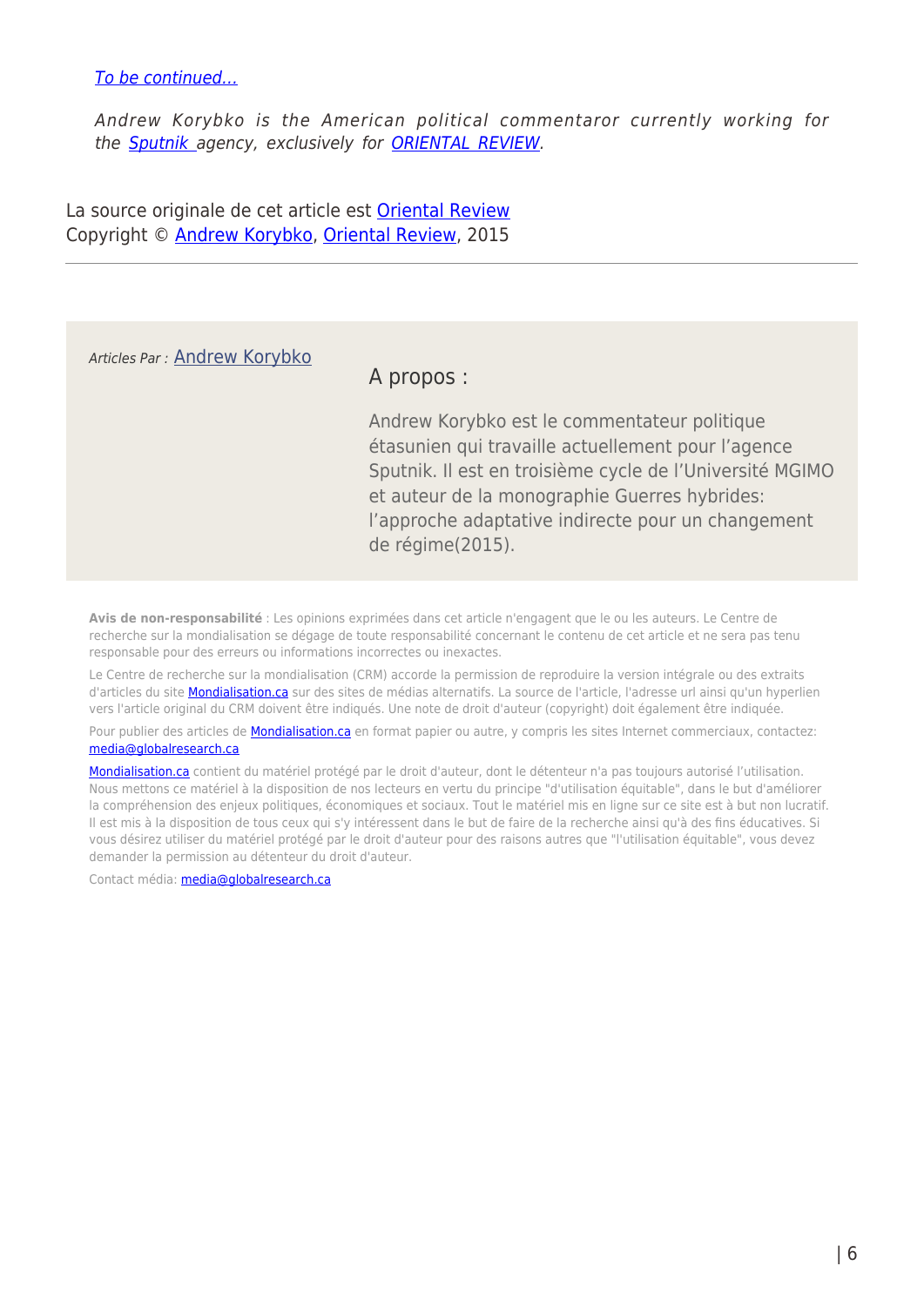*To be continued…*

*Andrew Korybko is the American political commentaror currently working for the Sputnik agency, exclusively for ORIENTAL REVIEW.*

La source originale de cet article est Oriental Review
Copyright © Andrew Korybko, Oriental Review, 2015

---

*Articles Par :* Andrew Korybko

A propos :

Andrew Korybko est le commentateur politique étasunien qui travaille actuellement pour l'agence Sputnik. Il est en troisième cycle de l'Université MGIMO et auteur de la monographie Guerres hybrides: l'approche adaptative indirecte pour un changement de régime(2015).

**Avis de non-responsabilité** : Les opinions exprimées dans cet article n'engagent que le ou les auteurs. Le Centre de recherche sur la mondialisation se dégage de toute responsabilité concernant le contenu de cet article et ne sera pas tenu responsable pour des erreurs ou informations incorrectes ou inexactes.

Le Centre de recherche sur la mondialisation (CRM) accorde la permission de reproduire la version intégrale ou des extraits d'articles du site Mondialisation.ca sur des sites de médias alternatifs. La source de l'article, l'adresse url ainsi qu'un hyperlien vers l'article original du CRM doivent être indiqués. Une note de droit d'auteur (copyright) doit également être indiquée.

Pour publier des articles de Mondialisation.ca en format papier ou autre, y compris les sites Internet commerciaux, contactez: media@globalresearch.ca

Mondialisation.ca contient du matériel protégé par le droit d'auteur, dont le détenteur n'a pas toujours autorisé l'utilisation. Nous mettons ce matériel à la disposition de nos lecteurs en vertu du principe "d'utilisation équitable", dans le but d'améliorer la compréhension des enjeux politiques, économiques et sociaux. Tout le matériel mis en ligne sur ce site est à but non lucratif. Il est mis à la disposition de tous ceux qui s'y intéressent dans le but de faire de la recherche ainsi qu'à des fins éducatives. Si vous désirez utiliser du matériel protégé par le droit d'auteur pour des raisons autres que "l'utilisation équitable", vous devez demander la permission au détenteur du droit d'auteur.

Contact média: media@globalresearch.ca